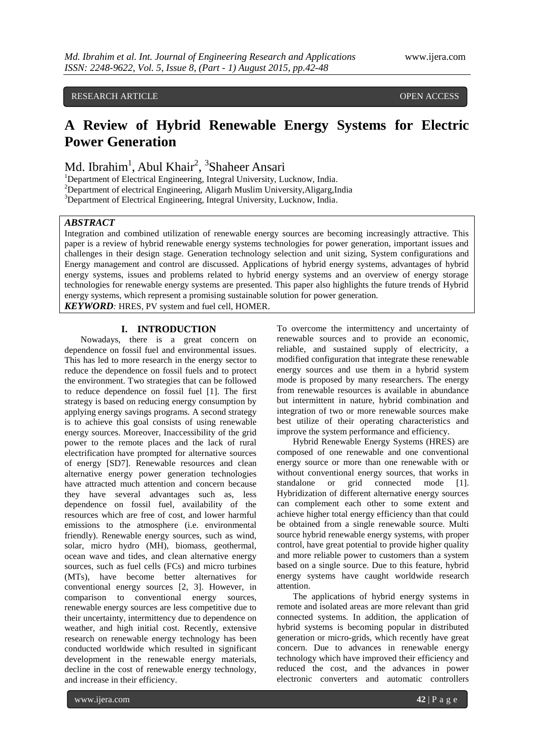RESEARCH ARTICLE OPEN ACCESS

# A Review of Hybrid Renewable Energy Systems for Electric Power Generation

Md. Ibrahim[1], Abul Khair[2], [3]Shaheer Ansari

[1]Department of Electrical Engineering, Integral University, Lucknow, India.
[2]Department of electrical Engineering, Aligarh Muslim University,Aligarg,India
[3]Department of Electrical Engineering, Integral University, Lucknow, India.

***ABSTRACT***

Integration and combined utilization of renewable energy sources are becoming increasingly attractive. This paper is a review of hybrid renewable energy systems technologies for power generation, important issues and challenges in their design stage. Generation technology selection and unit sizing, System configurations and Energy management and control are discussed. Applications of hybrid energy systems, advantages of hybrid energy systems, issues and problems related to hybrid energy systems and an overview of energy storage technologies for renewable energy systems are presented. This paper also highlights the future trends of Hybrid energy systems, which represent a promising sustainable solution for power generation.

***KEYWORD****:* HRES, PV system and fuel cell, HOMER.

## I. INTRODUCTION

Nowadays, there is a great concern on dependence on fossil fuel and environmental issues. This has led to more research in the energy sector to reduce the dependence on fossil fuels and to protect the environment. Two strategies that can be followed to reduce dependence on fossil fuel [1]. The first strategy is based on reducing energy consumption by applying energy savings programs. A second strategy is to achieve this goal consists of using renewable energy sources. Moreover, Inaccessibility of the grid power to the remote places and the lack of rural electrification have prompted for alternative sources of energy [SD7]. Renewable resources and clean alternative energy power generation technologies have attracted much attention and concern because they have several advantages such as, less dependence on fossil fuel, availability of the resources which are free of cost, and lower harmful emissions to the atmosphere (i.e. environmental friendly). Renewable energy sources, such as wind, solar, micro hydro (MH), biomass, geothermal, ocean wave and tides, and clean alternative energy sources, such as fuel cells (FCs) and micro turbines (MTs), have become better alternatives for conventional energy sources [2, 3]. However, in comparison to conventional energy sources, renewable energy sources are less competitive due to their uncertainty, intermittency due to dependence on weather, and high initial cost. Recently, extensive research on renewable energy technology has been conducted worldwide which resulted in significant development in the renewable energy materials, decline in the cost of renewable energy technology, and increase in their efficiency.

To overcome the intermittency and uncertainty of renewable sources and to provide an economic, reliable, and sustained supply of electricity, a modified configuration that integrate these renewable energy sources and use them in a hybrid system mode is proposed by many researchers. The energy from renewable resources is available in abundance but intermittent in nature, hybrid combination and integration of two or more renewable sources make best utilize of their operating characteristics and improve the system performance and efficiency.

Hybrid Renewable Energy Systems (HRES) are composed of one renewable and one conventional energy source or more than one renewable with or without conventional energy sources, that works in standalone or grid connected mode [1]. Hybridization of different alternative energy sources can complement each other to some extent and achieve higher total energy efficiency than that could be obtained from a single renewable source. Multi source hybrid renewable energy systems, with proper control, have great potential to provide higher quality and more reliable power to customers than a system based on a single source. Due to this feature, hybrid energy systems have caught worldwide research attention.

The applications of hybrid energy systems in remote and isolated areas are more relevant than grid connected systems. In addition, the application of hybrid systems is becoming popular in distributed generation or micro-grids, which recently have great concern. Due to advances in renewable energy technology which have improved their efficiency and reduced the cost, and the advances in power electronic converters and automatic controllers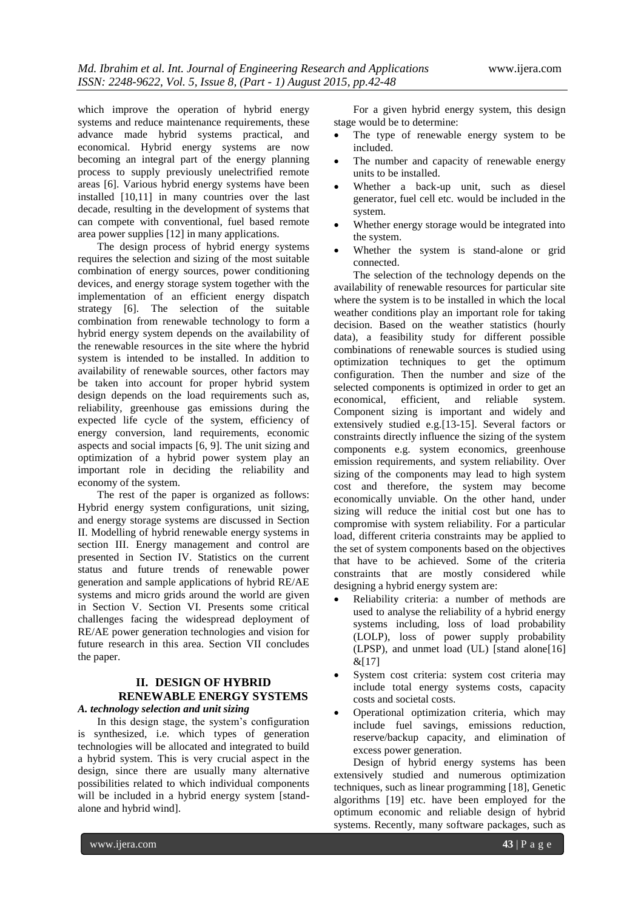which improve the operation of hybrid energy systems and reduce maintenance requirements, these advance made hybrid systems practical, and economical. Hybrid energy systems are now becoming an integral part of the energy planning process to supply previously unelectrified remote areas [6]. Various hybrid energy systems have been installed [10,11] in many countries over the last decade, resulting in the development of systems that can compete with conventional, fuel based remote area power supplies [12] in many applications.

The design process of hybrid energy systems requires the selection and sizing of the most suitable combination of energy sources, power conditioning devices, and energy storage system together with the implementation of an efficient energy dispatch strategy [6]. The selection of the suitable combination from renewable technology to form a hybrid energy system depends on the availability of the renewable resources in the site where the hybrid system is intended to be installed. In addition to availability of renewable sources, other factors may be taken into account for proper hybrid system design depends on the load requirements such as, reliability, greenhouse gas emissions during the expected life cycle of the system, efficiency of energy conversion, land requirements, economic aspects and social impacts [6, 9]. The unit sizing and optimization of a hybrid power system play an important role in deciding the reliability and economy of the system.

The rest of the paper is organized as follows: Hybrid energy system configurations, unit sizing, and energy storage systems are discussed in Section II. Modelling of hybrid renewable energy systems in section III. Energy management and control are presented in Section IV. Statistics on the current status and future trends of renewable power generation and sample applications of hybrid RE/AE systems and micro grids around the world are given in Section V. Section VI. Presents some critical challenges facing the widespread deployment of RE/AE power generation technologies and vision for future research in this area. Section VII concludes the paper.

## II. DESIGN OF HYBRID RENEWABLE ENERGY SYSTEMS

### *A. technology selection and unit sizing*

In this design stage, the system's configuration is synthesized, i.e. which types of generation technologies will be allocated and integrated to build a hybrid system. This is very crucial aspect in the design, since there are usually many alternative possibilities related to which individual components will be included in a hybrid energy system [stand-alone and hybrid wind].

For a given hybrid energy system, this design stage would be to determine:

- The type of renewable energy system to be included.
- The number and capacity of renewable energy units to be installed.
- Whether a back-up unit, such as diesel generator, fuel cell etc. would be included in the system.
- Whether energy storage would be integrated into the system.
- Whether the system is stand-alone or grid connected.

The selection of the technology depends on the availability of renewable resources for particular site where the system is to be installed in which the local weather conditions play an important role for taking decision. Based on the weather statistics (hourly data), a feasibility study for different possible combinations of renewable sources is studied using optimization techniques to get the optimum configuration. Then the number and size of the selected components is optimized in order to get an economical, efficient, and reliable system. Component sizing is important and widely and extensively studied e.g.[13-15]. Several factors or constraints directly influence the sizing of the system components e.g. system economics, greenhouse emission requirements, and system reliability. Over sizing of the components may lead to high system cost and therefore, the system may become economically unviable. On the other hand, under sizing will reduce the initial cost but one has to compromise with system reliability. For a particular load, different criteria constraints may be applied to the set of system components based on the objectives that have to be achieved. Some of the criteria constraints that are mostly considered while designing a hybrid energy system are:

- Reliability criteria: a number of methods are used to analyse the reliability of a hybrid energy systems including, loss of load probability (LOLP), loss of power supply probability (LPSP), and unmet load (UL) [stand alone[16] &[17]
- System cost criteria: system cost criteria may include total energy systems costs, capacity costs and societal costs.
- Operational optimization criteria, which may include fuel savings, emissions reduction, reserve/backup capacity, and elimination of excess power generation.

Design of hybrid energy systems has been extensively studied and numerous optimization techniques, such as linear programming [18], Genetic algorithms [19] etc. have been employed for the optimum economic and reliable design of hybrid systems. Recently, many software packages, such as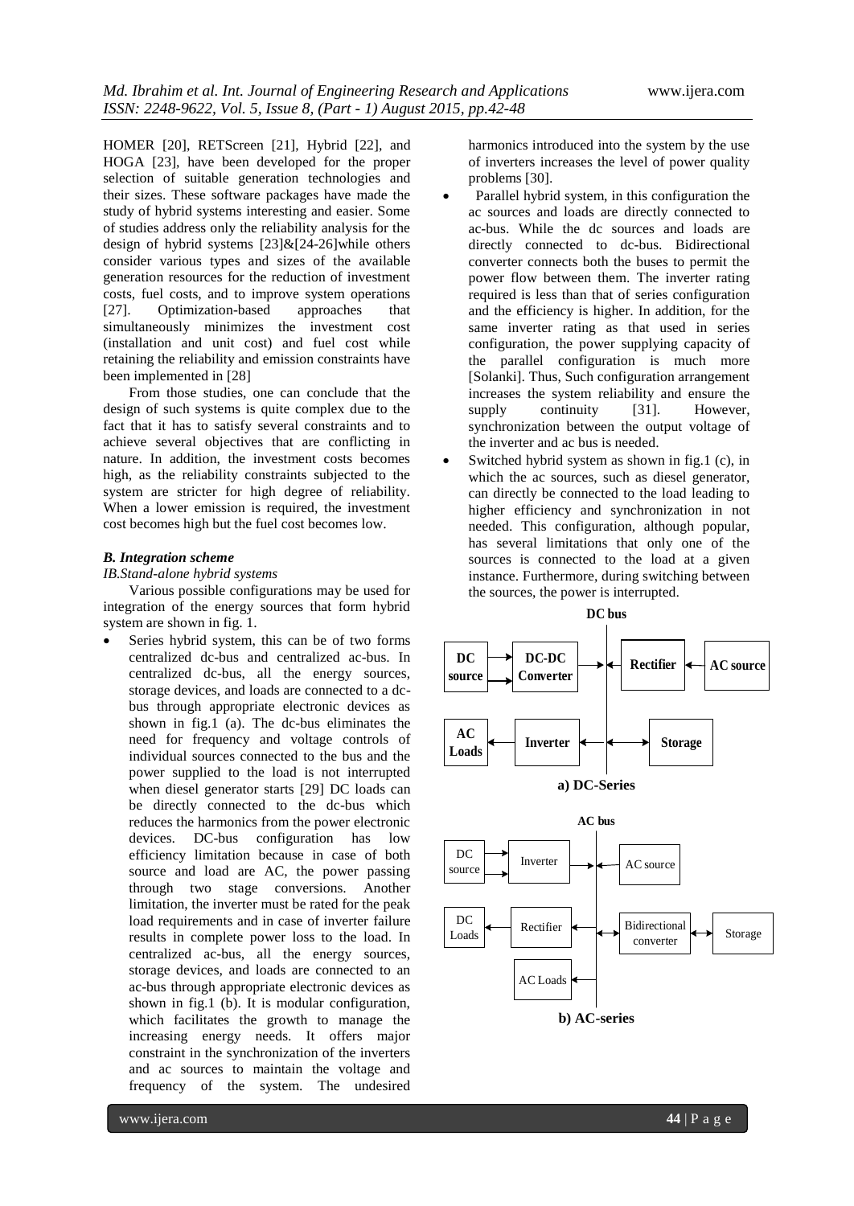HOMER [20], RETScreen [21], Hybrid [22], and HOGA [23], have been developed for the proper selection of suitable generation technologies and their sizes. These software packages have made the study of hybrid systems interesting and easier. Some of studies address only the reliability analysis for the design of hybrid systems [23]&[24-26]while others consider various types and sizes of the available generation resources for the reduction of investment costs, fuel costs, and to improve system operations [27]. Optimization-based approaches that simultaneously minimizes the investment cost (installation and unit cost) and fuel cost while retaining the reliability and emission constraints have been implemented in [28]

From those studies, one can conclude that the design of such systems is quite complex due to the fact that it has to satisfy several constraints and to achieve several objectives that are conflicting in nature. In addition, the investment costs becomes high, as the reliability constraints subjected to the system are stricter for high degree of reliability. When a lower emission is required, the investment cost becomes high but the fuel cost becomes low.

### *B. Integration scheme*

*IB.Stand-alone hybrid systems*

Various possible configurations may be used for integration of the energy sources that form hybrid system are shown in fig. 1.

- Series hybrid system, this can be of two forms centralized dc-bus and centralized ac-bus. In centralized dc-bus, all the energy sources, storage devices, and loads are connected to a dc-bus through appropriate electronic devices as shown in fig.1 (a). The dc-bus eliminates the need for frequency and voltage controls of individual sources connected to the bus and the power supplied to the load is not interrupted when diesel generator starts [29] DC loads can be directly connected to the dc-bus which reduces the harmonics from the power electronic devices. DC-bus configuration has low efficiency limitation because in case of both source and load are AC, the power passing through two stage conversions. Another limitation, the inverter must be rated for the peak load requirements and in case of inverter failure results in complete power loss to the load. In centralized ac-bus, all the energy sources, storage devices, and loads are connected to an ac-bus through appropriate electronic devices as shown in fig.1 (b). It is modular configuration, which facilitates the growth to manage the increasing energy needs. It offers major constraint in the synchronization of the inverters and ac sources to maintain the voltage and frequency of the system. The undesired harmonics introduced into the system by the use of inverters increases the level of power quality problems [30].
- Parallel hybrid system, in this configuration the ac sources and loads are directly connected to ac-bus. While the dc sources and loads are directly connected to dc-bus. Bidirectional converter connects both the buses to permit the power flow between them. The inverter rating required is less than that of series configuration and the efficiency is higher. In addition, for the same inverter rating as that used in series configuration, the power supplying capacity of the parallel configuration is much more [Solanki]. Thus, Such configuration arrangement increases the system reliability and ensure the supply continuity [31]. However, synchronization between the output voltage of the inverter and ac bus is needed.
- Switched hybrid system as shown in fig.1 (c), in which the ac sources, such as diesel generator, can directly be connected to the load leading to higher efficiency and synchronization in not needed. This configuration, although popular, has several limitations that only one of the sources is connected to the load at a given instance. Furthermore, during switching between the sources, the power is interrupted.

DC bus

DC source → DC-DC Converter → | ← Rectifier ← AC source

AC Loads ← Inverter ← | ↔ Storage

**a) DC-Series**

AC bus

DC source → Inverter → | ← AC source

DC Loads ← Rectifier ← | ↔ Bidirectional converter ↔ Storage

AC Loads ← |

**b) AC-series**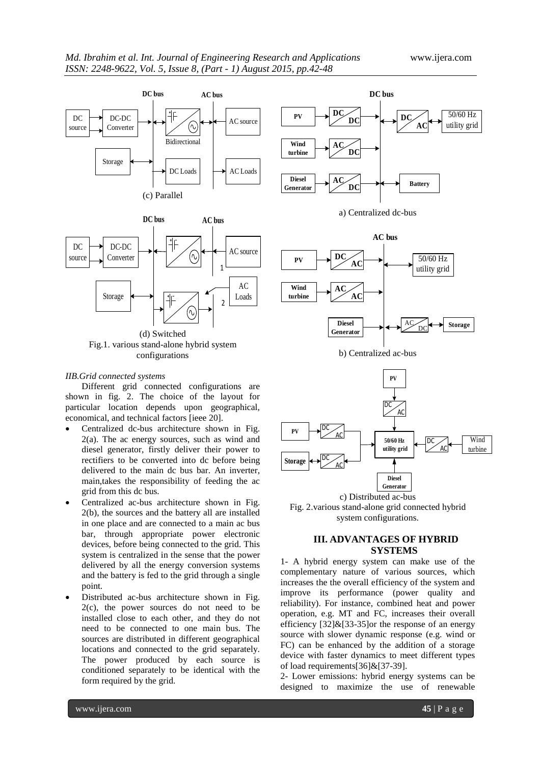(c) Parallel

(d) Switched

Fig.1. various stand-alone hybrid system configurations

*IIB.Grid connected systems*

Different grid connected configurations are shown in fig. 2. The choice of the layout for particular location depends upon geographical, economical, and technical factors [ieee 20].

- Centralized dc-bus architecture shown in Fig. 2(a). The ac energy sources, such as wind and diesel generator, firstly deliver their power to rectifiers to be converted into dc before being delivered to the main dc bus bar. An inverter, main,takes the responsibility of feeding the ac grid from this dc bus.
- Centralized ac-bus architecture shown in Fig. 2(b), the sources and the battery all are installed in one place and are connected to a main ac bus bar, through appropriate power electronic devices, before being connected to the grid. This system is centralized in the sense that the power delivered by all the energy conversion systems and the battery is fed to the grid through a single point.
- Distributed ac-bus architecture shown in Fig. 2(c), the power sources do not need to be installed close to each other, and they do not need to be connected to one main bus. The sources are distributed in different geographical locations and connected to the grid separately. The power produced by each source is conditioned separately to be identical with the form required by the grid.

a) Centralized dc-bus

b) Centralized ac-bus

c) Distributed ac-bus

Fig. 2.various stand-alone grid connected hybrid system configurations.

## III. ADVANTAGES OF HYBRID SYSTEMS

1- A hybrid energy system can make use of the complementary nature of various sources, which increases the the overall efficiency of the system and improve its performance (power quality and reliability). For instance, combined heat and power operation, e.g. MT and FC, increases their overall efficiency [32]&[33-35]or the response of an energy source with slower dynamic response (e.g. wind or FC) can be enhanced by the addition of a storage device with faster dynamics to meet different types of load requirements[36]&[37-39].

2- Lower emissions: hybrid energy systems can be designed to maximize the use of renewable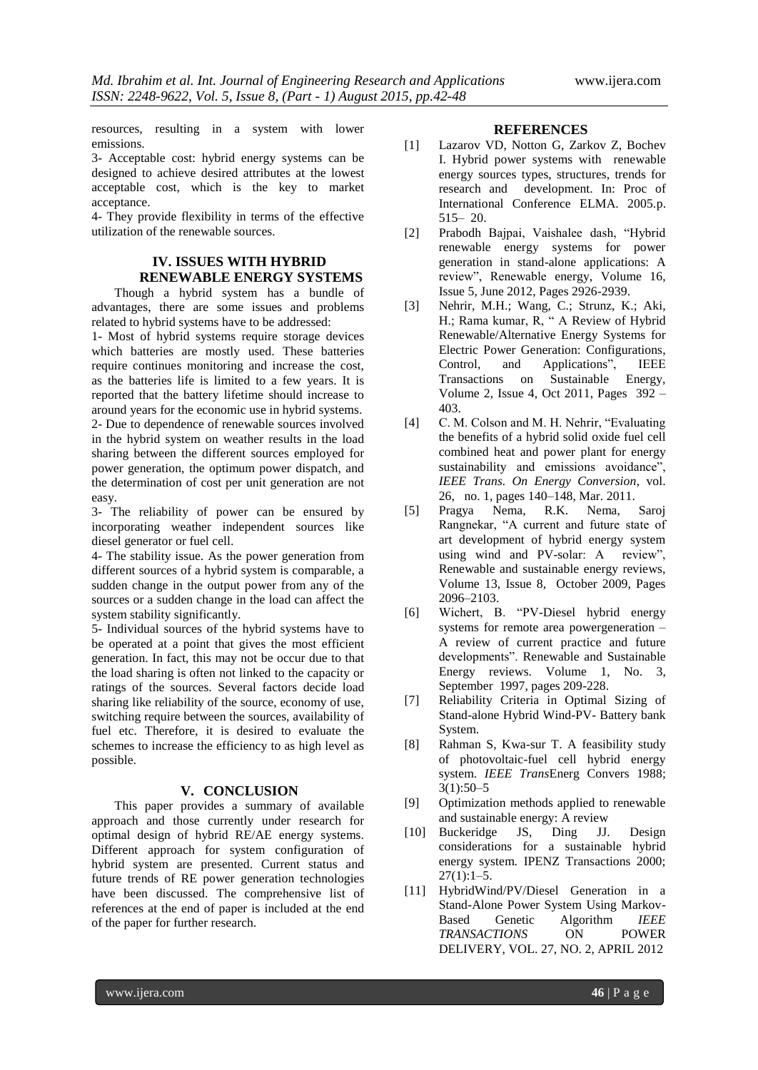resources, resulting in a system with lower emissions.

3- Acceptable cost: hybrid energy systems can be designed to achieve desired attributes at the lowest acceptable cost, which is the key to market acceptance.

4- They provide flexibility in terms of the effective utilization of the renewable sources.

## IV. ISSUES WITH HYBRID RENEWABLE ENERGY SYSTEMS

Though a hybrid system has a bundle of advantages, there are some issues and problems related to hybrid systems have to be addressed:

1- Most of hybrid systems require storage devices which batteries are mostly used. These batteries require continues monitoring and increase the cost, as the batteries life is limited to a few years. It is reported that the battery lifetime should increase to around years for the economic use in hybrid systems.

2- Due to dependence of renewable sources involved in the hybrid system on weather results in the load sharing between the different sources employed for power generation, the optimum power dispatch, and the determination of cost per unit generation are not easy.

3- The reliability of power can be ensured by incorporating weather independent sources like diesel generator or fuel cell.

4- The stability issue. As the power generation from different sources of a hybrid system is comparable, a sudden change in the output power from any of the sources or a sudden change in the load can affect the system stability significantly.

5- Individual sources of the hybrid systems have to be operated at a point that gives the most efficient generation. In fact, this may not be occur due to that the load sharing is often not linked to the capacity or ratings of the sources. Several factors decide load sharing like reliability of the source, economy of use, switching require between the sources, availability of fuel etc. Therefore, it is desired to evaluate the schemes to increase the efficiency to as high level as possible.

## V. CONCLUSION

This paper provides a summary of available approach and those currently under research for optimal design of hybrid RE/AE energy systems. Different approach for system configuration of hybrid system are presented. Current status and future trends of RE power generation technologies have been discussed. The comprehensive list of references at the end of paper is included at the end of the paper for further research.

## REFERENCES

[1] Lazarov VD, Notton G, Zarkov Z, Bochev I. Hybrid power systems with renewable energy sources types, structures, trends for research and development. In: Proc of International Conference ELMA. 2005.p. 515– 20.

[2] Prabodh Bajpai, Vaishalee dash, "Hybrid renewable energy systems for power generation in stand-alone applications: A review", Renewable energy, Volume 16, Issue 5, June 2012, Pages 2926-2939.

[3] Nehrir, M.H.; Wang, C.; Strunz, K.; Aki, H.; Rama kumar, R, " A Review of Hybrid Renewable/Alternative Energy Systems for Electric Power Generation: Configurations, Control, and Applications", IEEE Transactions on Sustainable Energy, Volume 2, Issue 4, Oct 2011, Pages 392 – 403.

[4] C. M. Colson and M. H. Nehrir, "Evaluating the benefits of a hybrid solid oxide fuel cell combined heat and power plant for energy sustainability and emissions avoidance", *IEEE Trans. On Energy Conversion*, vol. 26, no. 1, pages 140–148, Mar. 2011.

[5] Pragya Nema, R.K. Nema, Saroj Rangnekar, "A current and future state of art development of hybrid energy system using wind and PV-solar: A review", Renewable and sustainable energy reviews, Volume 13, Issue 8, October 2009, Pages 2096–2103.

[6] Wichert, B. "PV-Diesel hybrid energy systems for remote area powergeneration – A review of current practice and future developments". Renewable and Sustainable Energy reviews. Volume 1, No. 3, September 1997, pages 209-228.

[7] Reliability Criteria in Optimal Sizing of Stand-alone Hybrid Wind-PV- Battery bank System.

[8] Rahman S, Kwa-sur T. A feasibility study of photovoltaic-fuel cell hybrid energy system. *IEEE Trans*Energ Convers 1988; 3(1):50–5

[9] Optimization methods applied to renewable and sustainable energy: A review

[10] Buckeridge JS, Ding JJ. Design considerations for a sustainable hybrid energy system. IPENZ Transactions 2000; 27(1):1–5.

[11] HybridWind/PV/Diesel Generation in a Stand-Alone Power System Using Markov-Based Genetic Algorithm *IEEE TRANSACTIONS* ON POWER DELIVERY, VOL. 27, NO. 2, APRIL 2012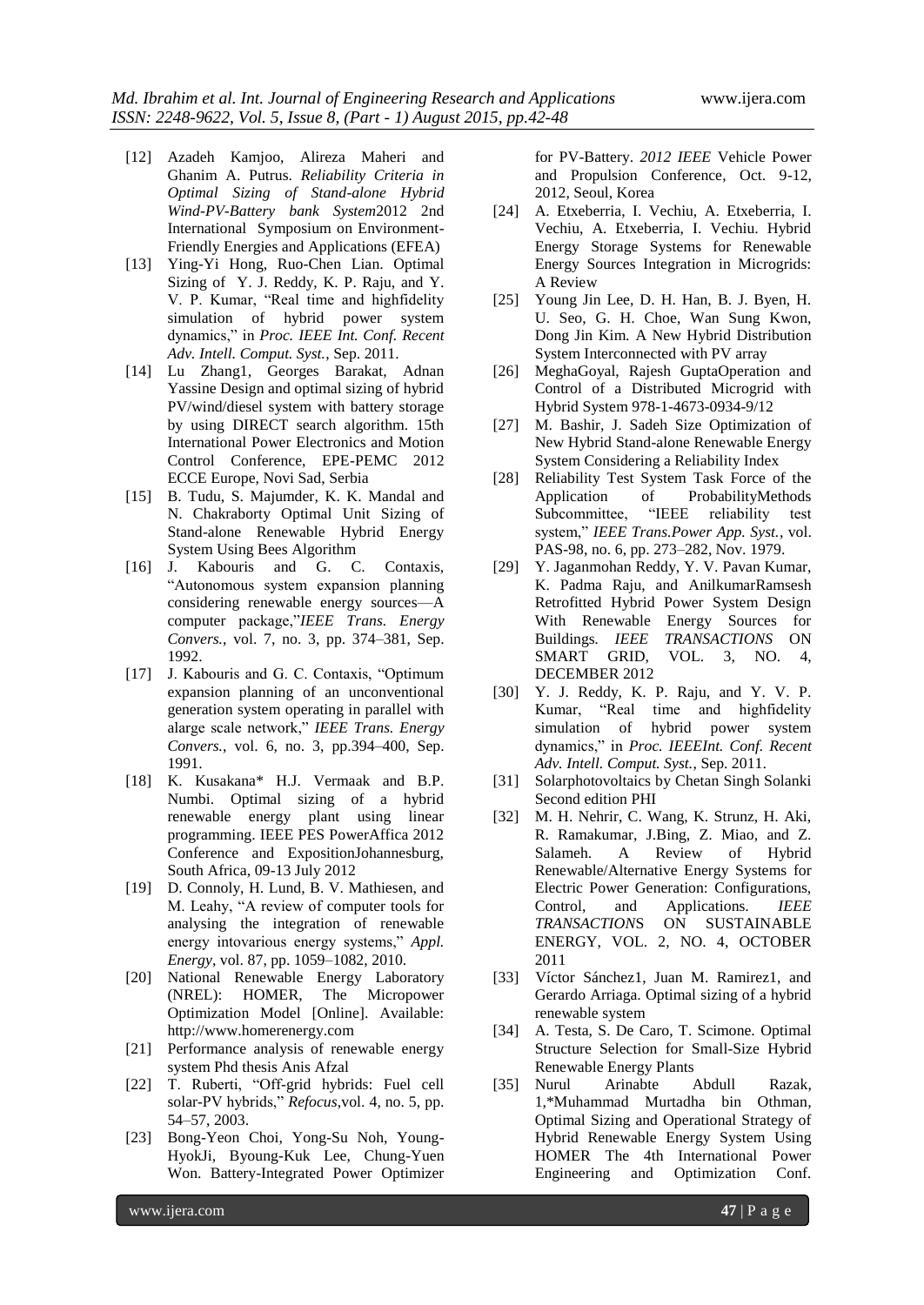[12] Azadeh Kamjoo, Alireza Maheri and Ghanim A. Putrus. *Reliability Criteria in Optimal Sizing of Stand-alone Hybrid Wind-PV-Battery bank System*2012 2nd International Symposium on Environment-Friendly Energies and Applications (EFEA)

[13] Ying-Yi Hong, Ruo-Chen Lian. Optimal Sizing of Y. J. Reddy, K. P. Raju, and Y. V. P. Kumar, "Real time and highfidelity simulation of hybrid power system dynamics," in *Proc. IEEE Int. Conf. Recent Adv. Intell. Comput. Syst.*, Sep. 2011.

[14] Lu Zhang1, Georges Barakat, Adnan Yassine Design and optimal sizing of hybrid PV/wind/diesel system with battery storage by using DIRECT search algorithm. 15th International Power Electronics and Motion Control Conference, EPE-PEMC 2012 ECCE Europe, Novi Sad, Serbia

[15] B. Tudu, S. Majumder, K. K. Mandal and N. Chakraborty Optimal Unit Sizing of Stand-alone Renewable Hybrid Energy System Using Bees Algorithm

[16] J. Kabouris and G. C. Contaxis, "Autonomous system expansion planning considering renewable energy sources—A computer package,"*IEEE Trans. Energy Convers.*, vol. 7, no. 3, pp. 374–381, Sep. 1992.

[17] J. Kabouris and G. C. Contaxis, "Optimum expansion planning of an unconventional generation system operating in parallel with alarge scale network," *IEEE Trans. Energy Convers.*, vol. 6, no. 3, pp.394–400, Sep. 1991.

[18] K. Kusakana* H.J. Vermaak and B.P. Numbi. Optimal sizing of a hybrid renewable energy plant using linear programming. IEEE PES PowerAffica 2012 Conference and ExpositionJohannesburg, South Africa, 09-13 July 2012

[19] D. Connoly, H. Lund, B. V. Mathiesen, and M. Leahy, "A review of computer tools for analysing the integration of renewable energy intovarious energy systems," *Appl. Energy*, vol. 87, pp. 1059–1082, 2010.

[20] National Renewable Energy Laboratory (NREL): HOMER, The Micropower Optimization Model [Online]. Available: http://www.homerenergy.com

[21] Performance analysis of renewable energy system Phd thesis Anis Afzal

[22] T. Ruberti, "Off-grid hybrids: Fuel cell solar-PV hybrids," *Refocus*,vol. 4, no. 5, pp. 54–57, 2003.

[23] Bong-Yeon Choi, Yong-Su Noh, Young-HyokJi, Byoung-Kuk Lee, Chung-Yuen Won. Battery-Integrated Power Optimizer for PV-Battery. *2012 IEEE* Vehicle Power and Propulsion Conference, Oct. 9-12, 2012, Seoul, Korea

[24] A. Etxeberria, I. Vechiu, A. Etxeberria, I. Vechiu, A. Etxeberria, I. Vechiu. Hybrid Energy Storage Systems for Renewable Energy Sources Integration in Microgrids: A Review

[25] Young Jin Lee, D. H. Han, B. J. Byen, H. U. Seo, G. H. Choe, Wan Sung Kwon, Dong Jin Kim. A New Hybrid Distribution System Interconnected with PV array

[26] MeghaGoyal, Rajesh GuptaOperation and Control of a Distributed Microgrid with Hybrid System 978-1-4673-0934-9/12

[27] M. Bashir, J. Sadeh Size Optimization of New Hybrid Stand-alone Renewable Energy System Considering a Reliability Index

[28] Reliability Test System Task Force of the Application of ProbabilityMethods Subcommittee, "IEEE reliability test system," *IEEE Trans.Power App. Syst.*, vol. PAS-98, no. 6, pp. 273–282, Nov. 1979.

[29] Y. Jaganmohan Reddy, Y. V. Pavan Kumar, K. Padma Raju, and AnilkumarRamsesh Retrofitted Hybrid Power System Design With Renewable Energy Sources for Buildings. *IEEE TRANSACTIONS* ON SMART GRID, VOL. 3, NO. 4, DECEMBER 2012

[30] Y. J. Reddy, K. P. Raju, and Y. V. P. Kumar, "Real time and highfidelity simulation of hybrid power system dynamics," in *Proc. IEEEInt. Conf. Recent Adv. Intell. Comput. Syst.*, Sep. 2011.

[31] Solarphotovoltaics by Chetan Singh Solanki Second edition PHI

[32] M. H. Nehrir, C. Wang, K. Strunz, H. Aki, R. Ramakumar, J.Bing, Z. Miao, and Z. Salameh. A Review of Hybrid Renewable/Alternative Energy Systems for Electric Power Generation: Configurations, Control, and Applications. *IEEE TRANSACTIONS* ON SUSTAINABLE ENERGY, VOL. 2, NO. 4, OCTOBER 2011

[33] Víctor Sánchez1, Juan M. Ramirez1, and Gerardo Arriaga. Optimal sizing of a hybrid renewable system

[34] A. Testa, S. De Caro, T. Scimone. Optimal Structure Selection for Small-Size Hybrid Renewable Energy Plants

[35] Nurul Arinabte Abdull Razak, 1,*Muhammad Murtadha bin Othman, Optimal Sizing and Operational Strategy of Hybrid Renewable Energy System Using HOMER The 4th International Power Engineering and Optimization Conf.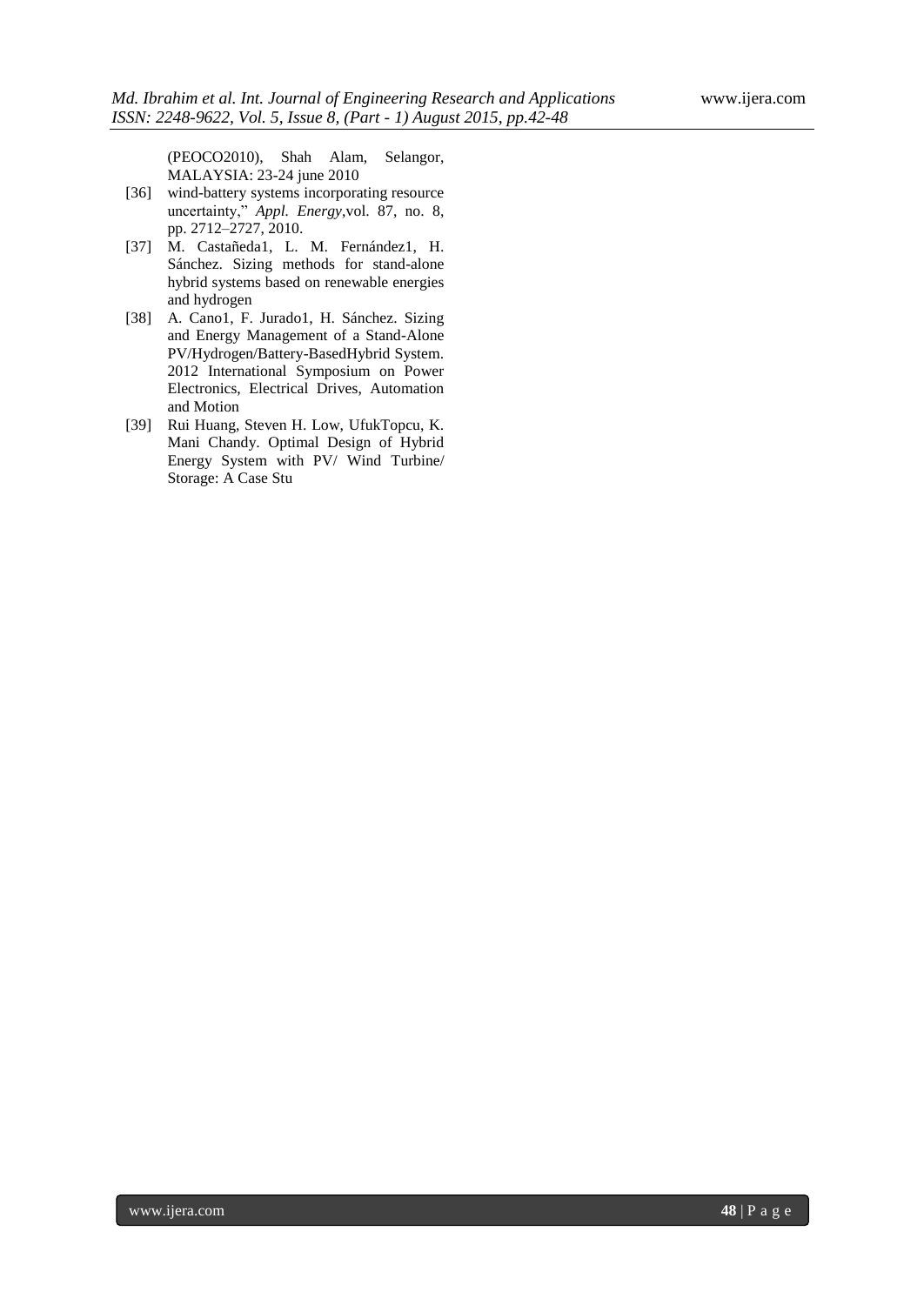(PEOCO2010), Shah Alam, Selangor, MALAYSIA: 23-24 june 2010

[36] wind-battery systems incorporating resource uncertainty," *Appl. Energy*,vol. 87, no. 8, pp. 2712–2727, 2010.

[37] M. Castañeda1, L. M. Fernández1, H. Sánchez. Sizing methods for stand-alone hybrid systems based on renewable energies and hydrogen

[38] A. Cano1, F. Jurado1, H. Sánchez. Sizing and Energy Management of a Stand-Alone PV/Hydrogen/Battery-BasedHybrid System. 2012 International Symposium on Power Electronics, Electrical Drives, Automation and Motion

[39] Rui Huang, Steven H. Low, UfukTopcu, K. Mani Chandy. Optimal Design of Hybrid Energy System with PV/ Wind Turbine/ Storage: A Case Stu